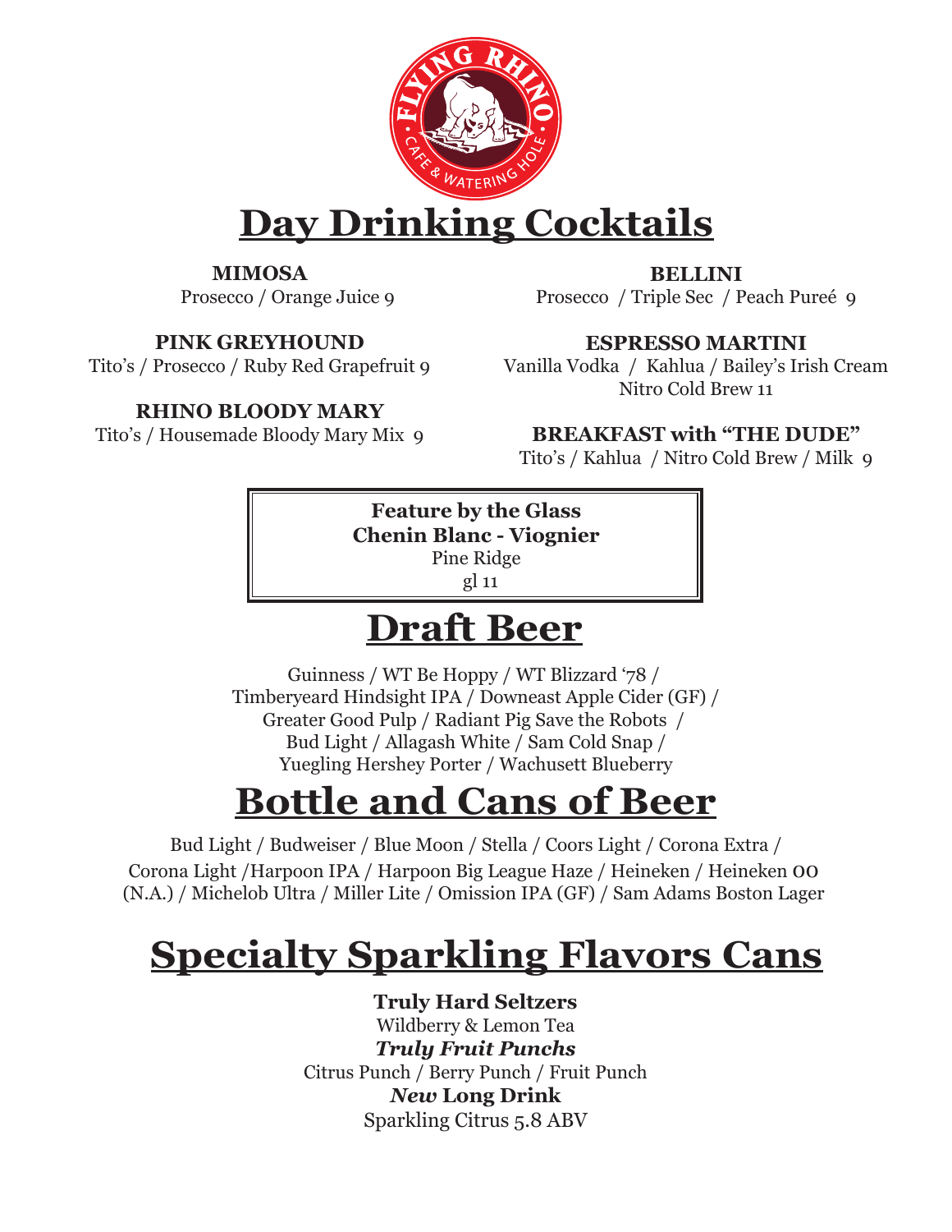FLYING RHINO CAFE & WATERING HOLE

# Day Drinking Cocktails

**MIMOSA**
Prosecco / Orange Juice 9

**PINK GREYHOUND**
Tito's / Prosecco / Ruby Red Grapefruit 9

**RHINO BLOODY MARY**
Tito's / Housemade Bloody Mary Mix 9

**BELLINI**
Prosecco / Triple Sec / Peach Pureé 9

**ESPRESSO MARTINI**
Vanilla Vodka / Kahlua / Bailey's Irish Cream
Nitro Cold Brew 11

**BREAKFAST with "THE DUDE"**
Tito's / Kahlua / Nitro Cold Brew / Milk 9

**Feature by the Glass**
**Chenin Blanc - Viognier**
Pine Ridge
gl 11

# Draft Beer

Guinness / WT Be Hoppy / WT Blizzard '78 /
Timberyeard Hindsight IPA / Downeast Apple Cider (GF) /
Greater Good Pulp / Radiant Pig Save the Robots /
Bud Light / Allagash White / Sam Cold Snap /
Yuegling Hershey Porter / Wachusett Blueberry

# Bottle and Cans of Beer

Bud Light / Budweiser / Blue Moon / Stella / Coors Light / Corona Extra /
Corona Light /Harpoon IPA / Harpoon Big League Haze / Heineken / Heineken 00
(N.A.) / Michelob Ultra / Miller Lite / Omission IPA (GF) / Sam Adams Boston Lager

# Specialty Sparkling Flavors Cans

**Truly Hard Seltzers**
Wildberry & Lemon Tea

***Truly Fruit Punchs***
Citrus Punch / Berry Punch / Fruit Punch

***New* Long Drink**
Sparkling Citrus 5.8 ABV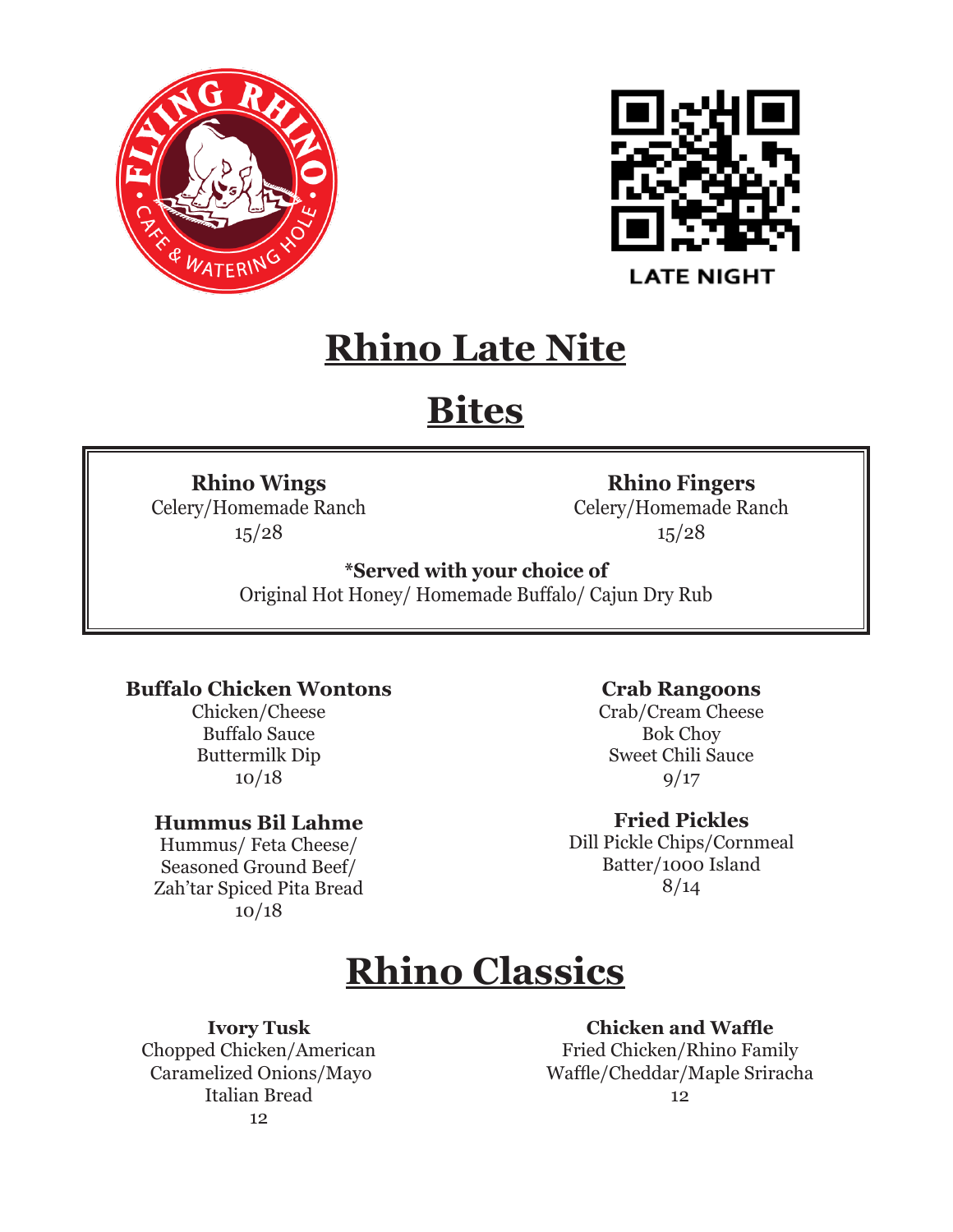FLYING RHINO CAFE & WATERING HOLE

LATE NIGHT

# Rhino Late Nite

# Bites

**Rhino Wings**
Celery/Homemade Ranch
15/28

**Rhino Fingers**
Celery/Homemade Ranch
15/28

***Served with your choice of**
Original Hot Honey/ Homemade Buffalo/ Cajun Dry Rub

**Buffalo Chicken Wontons**
Chicken/Cheese
Buffalo Sauce
Buttermilk Dip
10/18

**Hummus Bil Lahme**
Hummus/ Feta Cheese/
Seasoned Ground Beef/
Zah'tar Spiced Pita Bread
10/18

**Crab Rangoons**
Crab/Cream Cheese
Bok Choy
Sweet Chili Sauce
9/17

**Fried Pickles**
Dill Pickle Chips/Cornmeal
Batter/1000 Island
8/14

# Rhino Classics

**Ivory Tusk**
Chopped Chicken/American
Caramelized Onions/Mayo
Italian Bread
12

**Chicken and Waffle**
Fried Chicken/Rhino Family
Waffle/Cheddar/Maple Sriracha
12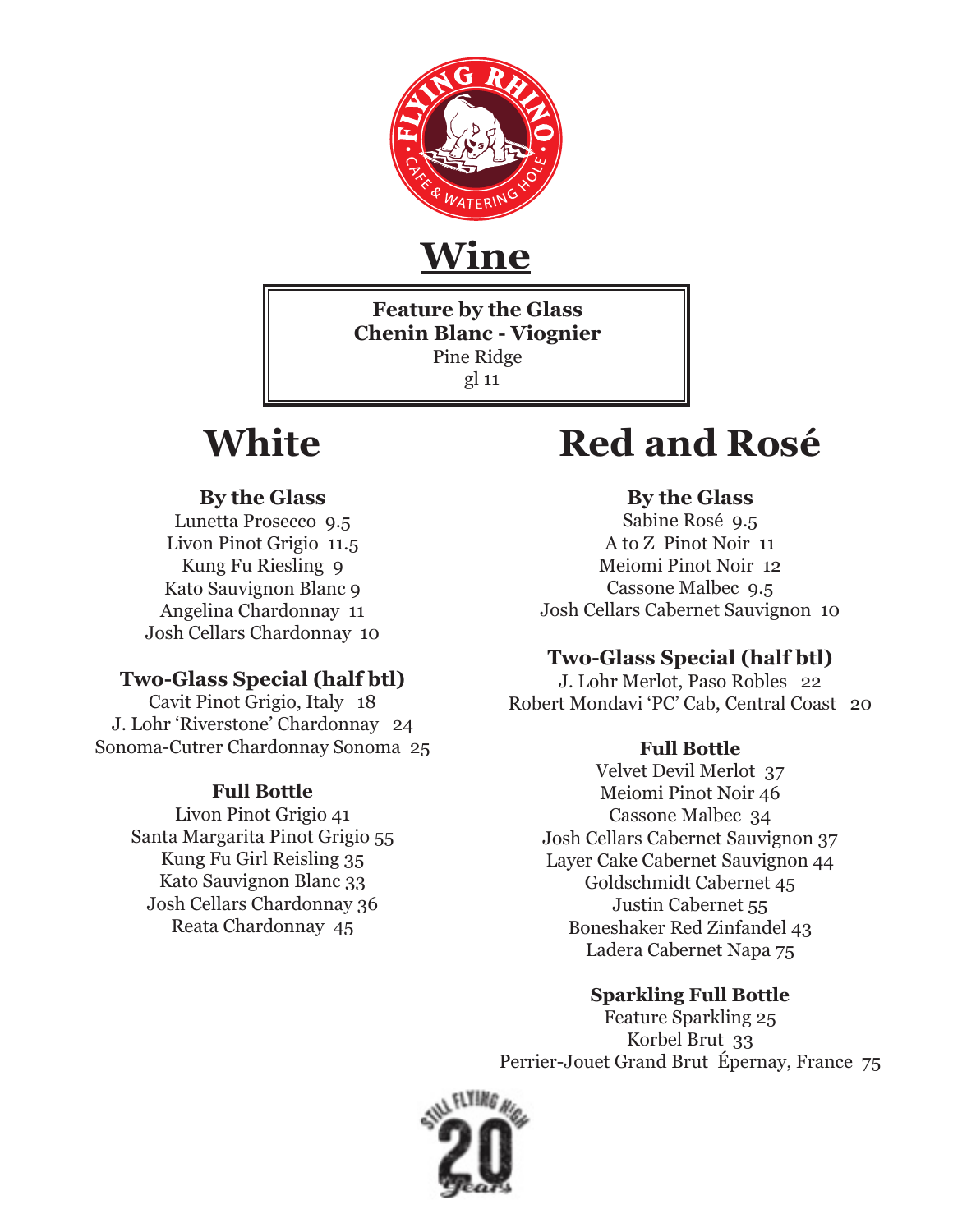# Wine

**Feature by the Glass**
**Chenin Blanc - Viognier**
Pine Ridge
gl 11

## White

### By the Glass

Lunetta Prosecco 9.5
Livon Pinot Grigio 11.5
Kung Fu Riesling 9
Kato Sauvignon Blanc 9
Angelina Chardonnay 11
Josh Cellars Chardonnay 10

### Two-Glass Special (half btl)

Cavit Pinot Grigio, Italy 18
J. Lohr 'Riverstone' Chardonnay 24
Sonoma-Cutrer Chardonnay Sonoma 25

### Full Bottle

Livon Pinot Grigio 41
Santa Margarita Pinot Grigio 55
Kung Fu Girl Reisling 35
Kato Sauvignon Blanc 33
Josh Cellars Chardonnay 36
Reata Chardonnay 45

## Red and Rosé

### By the Glass

Sabine Rosé 9.5
A to Z Pinot Noir 11
Meiomi Pinot Noir 12
Cassone Malbec 9.5
Josh Cellars Cabernet Sauvignon 10

### Two-Glass Special (half btl)

J. Lohr Merlot, Paso Robles 22
Robert Mondavi 'PC' Cab, Central Coast 20

### Full Bottle

Velvet Devil Merlot 37
Meiomi Pinot Noir 46
Cassone Malbec 34
Josh Cellars Cabernet Sauvignon 37
Layer Cake Cabernet Sauvignon 44
Goldschmidt Cabernet 45
Justin Cabernet 55
Boneshaker Red Zinfandel 43
Ladera Cabernet Napa 75

### Sparkling Full Bottle

Feature Sparkling 25
Korbel Brut 33
Perrier-Jouet Grand Brut Épernay, France 75